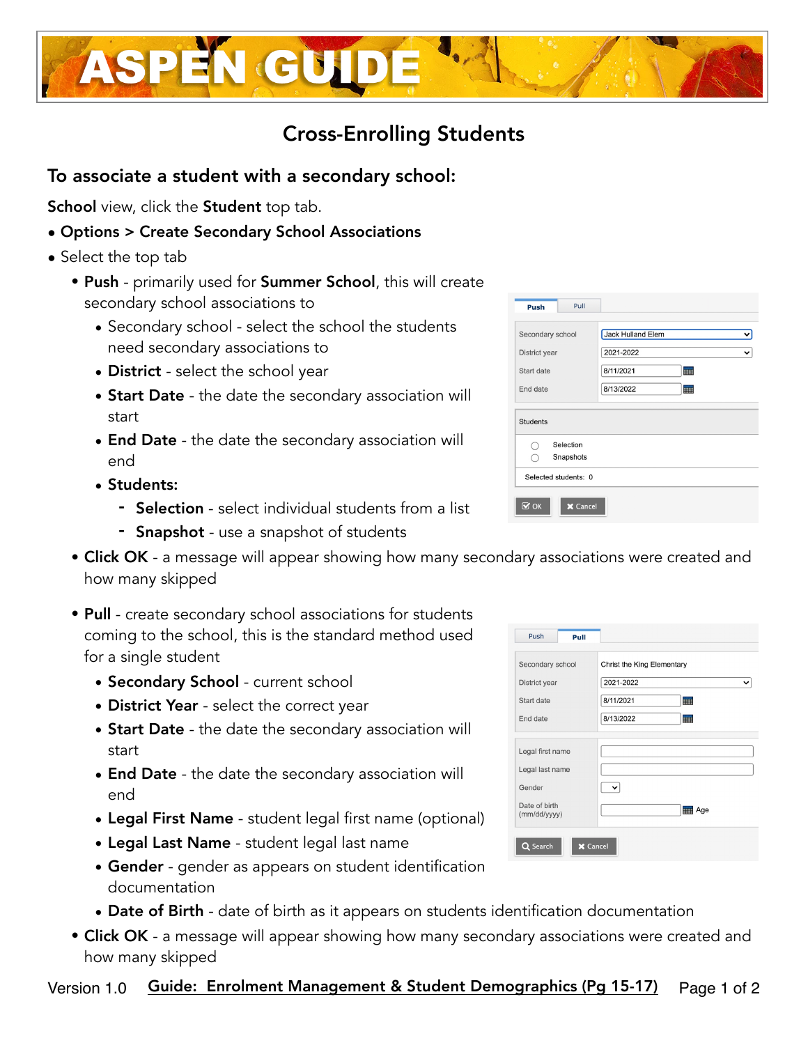# ASPEN GUIDE

## Cross-Enrolling Students

### To associate a student with a secondary school:

**School** view, click the **Student** top tab.

- **Options > Create Secondary School Associations**
- Select the top tab
  - **Push** - primarily used for **Summer School**, this will create secondary school associations to
    - Secondary school - select the school the students need secondary associations to
    - **District** - select the school year
    - **Start Date** - the date the secondary association will start
    - **End Date** - the date the secondary association will end
    - **Students:**
      - **Selection** - select individual students from a list
      - **Snapshot** - use a snapshot of students
  - **Click OK** - a message will appear showing how many secondary associations were created and how many skipped
  - **Pull** - create secondary school associations for students coming to the school, this is the standard method used for a single student
    - **Secondary School** - current school
    - **District Year** - select the correct year
    - **Start Date** - the date the secondary association will start
    - **End Date** - the date the secondary association will end
    - **Legal First Name** - student legal first name (optional)
    - **Legal Last Name** - student legal last name
    - **Gender** - gender as appears on student identification documentation
    - **Date of Birth** - date of birth as it appears on students identification documentation
  - **Click OK** - a message will appear showing how many secondary associations were created and how many skipped

Version 1.0 **Guide: Enrolment Management & Student Demographics (Pg 15-17)**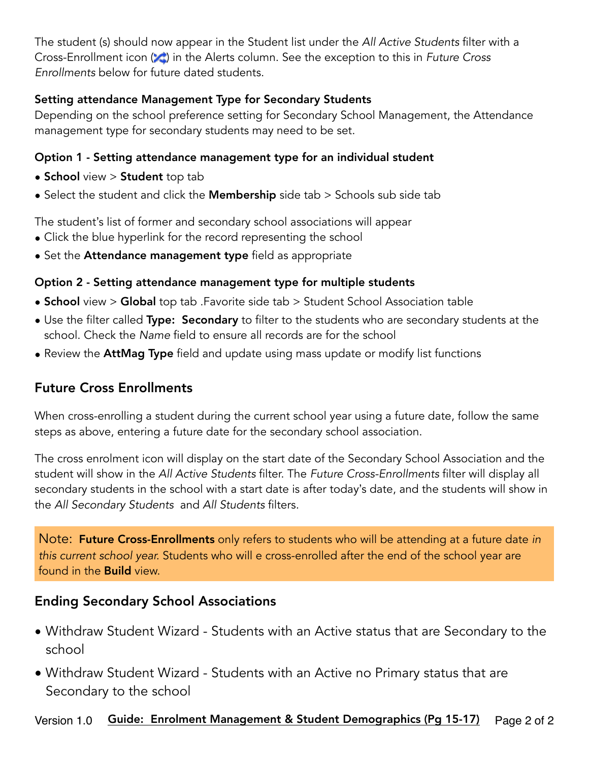The student (s) should now appear in the Student list under the *All Active Students* filter with a Cross-Enrollment icon ( ) in the Alerts column. See the exception to this in *Future Cross Enrollments* below for future dated students.

**Setting attendance Management Type for Secondary Students**

Depending on the school preference setting for Secondary School Management, the Attendance management type for secondary students may need to be set.

**Option 1 - Setting attendance management type for an individual student**

- **School** view > **Student** top tab
- Select the student and click the **Membership** side tab > Schools sub side tab

The student's list of former and secondary school associations will appear

- Click the blue hyperlink for the record representing the school
- Set the **Attendance management type** field as appropriate

**Option 2 - Setting attendance management type for multiple students**

- **School** view > **Global** top tab .Favorite side tab > Student School Association table
- Use the filter called **Type: Secondary** to filter to the students who are secondary students at the school. Check the *Name* field to ensure all records are for the school
- Review the **AttMag Type** field and update using mass update or modify list functions

## Future Cross Enrollments

When cross-enrolling a student during the current school year using a future date, follow the same steps as above, entering a future date for the secondary school association.

The cross enrolment icon will display on the start date of the Secondary School Association and the student will show in the *All Active Students* filter. The *Future Cross-Enrollments* filter will display all secondary students in the school with a start date is after today's date, and the students will show in the *All Secondary Students* and *All Students* filters.

Note: **Future Cross-Enrollments** only refers to students who will be attending at a future date *in this current school year.* Students who will e cross-enrolled after the end of the school year are found in the **Build** view.

## Ending Secondary School Associations

- Withdraw Student Wizard - Students with an Active status that are Secondary to the school
- Withdraw Student Wizard - Students with an Active no Primary status that are Secondary to the school

Version 1.0 Guide: Enrolment Management & Student Demographics (Pg 15-17)